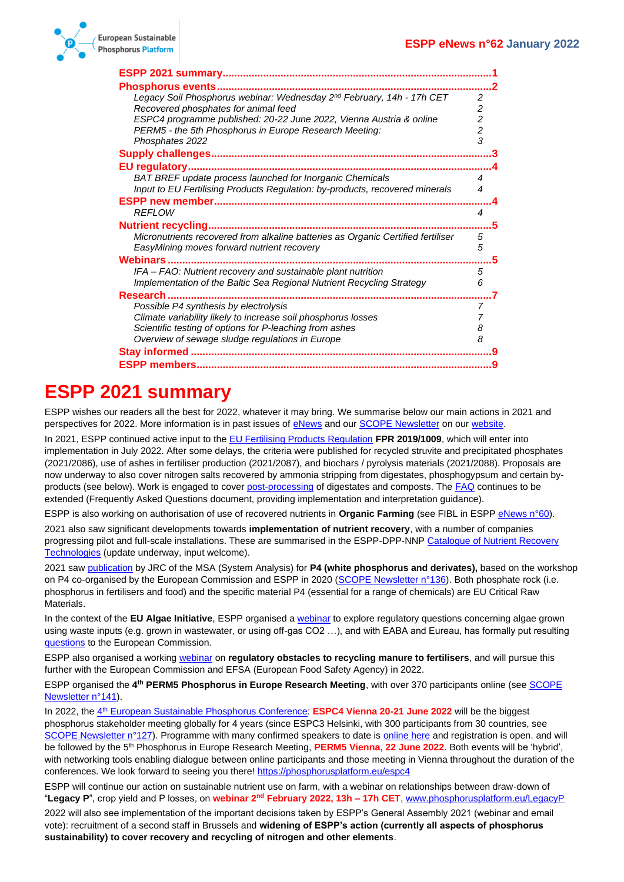ESPP eNews n°62 January 2022

- **ESPP 2021 summary** ........ 1
- **Phosphorus events** ........ 2
  - *Legacy Soil Phosphorus webinar: Wednesday 2nd February, 14h - 17h CET* 2
  - *Recovered phosphates for animal feed* 2
  - *ESPC4 programme published: 20-22 June 2022, Vienna Austria & online* 2
  - *PERM5 - the 5th Phosphorus in Europe Research Meeting:* 2
  - *Phosphates 2022* 3
- **Supply challenges** ........ 3
- **EU regulatory** ........ 4
  - *BAT BREF update process launched for Inorganic Chemicals* 4
  - *Input to EU Fertilising Products Regulation: by-products, recovered minerals* 4
- **ESPP new member** ........ 4
  - *REFLOW* 4
- **Nutrient recycling** ........ 5
  - *Micronutrients recovered from alkaline batteries as Organic Certified fertiliser* 5
  - *EasyMining moves forward nutrient recovery* 5
- **Webinars** ........ 5
  - *IFA – FAO: Nutrient recovery and sustainable plant nutrition* 5
  - *Implementation of the Baltic Sea Regional Nutrient Recycling Strategy* 6
- **Research** ........ 7
  - *Possible P4 synthesis by electrolysis* 7
  - *Climate variability likely to increase soil phosphorus losses* 7
  - *Scientific testing of options for P-leaching from ashes* 8
  - *Overview of sewage sludge regulations in Europe* 8
- **Stay informed** ........ 9
- **ESPP members** ........ 9

# ESPP 2021 summary

ESPP wishes our readers all the best for 2022, whatever it may bring. We summarise below our main actions in 2021 and perspectives for 2022. More information is in past issues of eNews and our SCOPE Newsletter on our website.

In 2021, ESPP continued active input to the EU Fertilising Products Regulation **FPR 2019/1009**, which will enter into implementation in July 2022. After some delays, the criteria were published for recycled struvite and precipitated phosphates (2021/2086), use of ashes in fertiliser production (2021/2087), and biochars / pyrolysis materials (2021/2088). Proposals are now underway to also cover nitrogen salts recovered by ammonia stripping from digestates, phosphogypsum and certain by-products (see below). Work is engaged to cover post-processing of digestates and composts. The FAQ continues to be extended (Frequently Asked Questions document, providing implementation and interpretation guidance).

ESPP is also working on authorisation of use of recovered nutrients in **Organic Farming** (see FIBL in ESPP eNews n°60).

2021 also saw significant developments towards **implementation of nutrient recovery**, with a number of companies progressing pilot and full-scale installations. These are summarised in the ESPP-DPP-NNP Catalogue of Nutrient Recovery Technologies (update underway, input welcome).

2021 saw publication by JRC of the MSA (System Analysis) for **P4 (white phosphorus and derivates),** based on the workshop on P4 co-organised by the European Commission and ESPP in 2020 (SCOPE Newsletter n°136). Both phosphate rock (i.e. phosphorus in fertilisers and food) and the specific material P4 (essential for a range of chemicals) are EU Critical Raw Materials.

In the context of the **EU Algae Initiative**, ESPP organised a webinar to explore regulatory questions concerning algae grown using waste inputs (e.g. grown in wastewater, or using off-gas CO2 …), and with EABA and Eureau, has formally put resulting questions to the European Commission.

ESPP also organised a working webinar on **regulatory obstacles to recycling manure to fertilisers**, and will pursue this further with the European Commission and EFSA (European Food Safety Agency) in 2022.

ESPP organised the **4th PERM5 Phosphorus in Europe Research Meeting**, with over 370 participants online (see SCOPE Newsletter n°141).

In 2022, the 4th European Sustainable Phosphorus Conference: **ESPC4 Vienna 20-21 June 2022** will be the biggest phosphorus stakeholder meeting globally for 4 years (since ESPC3 Helsinki, with 300 participants from 30 countries, see SCOPE Newsletter n°127). Programme with many confirmed speakers to date is online here and registration is open. and will be followed by the 5th Phosphorus in Europe Research Meeting, **PERM5 Vienna, 22 June 2022**. Both events will be 'hybrid', with networking tools enabling dialogue between online participants and those meeting in Vienna throughout the duration of the conferences. We look forward to seeing you there! https://phosphorusplatform.eu/espc4

ESPP will continue our action on sustainable nutrient use on farm, with a webinar on relationships between draw-down of "**Legacy P**", crop yield and P losses, on **webinar 2nd February 2022, 13h – 17h CET**, www.phosphorusplatform.eu/LegacyP

2022 will also see implementation of the important decisions taken by ESPP's General Assembly 2021 (webinar and email vote): recruitment of a second staff in Brussels and **widening of ESPP's action (currently all aspects of phosphorus sustainability) to cover recovery and recycling of nitrogen and other elements**.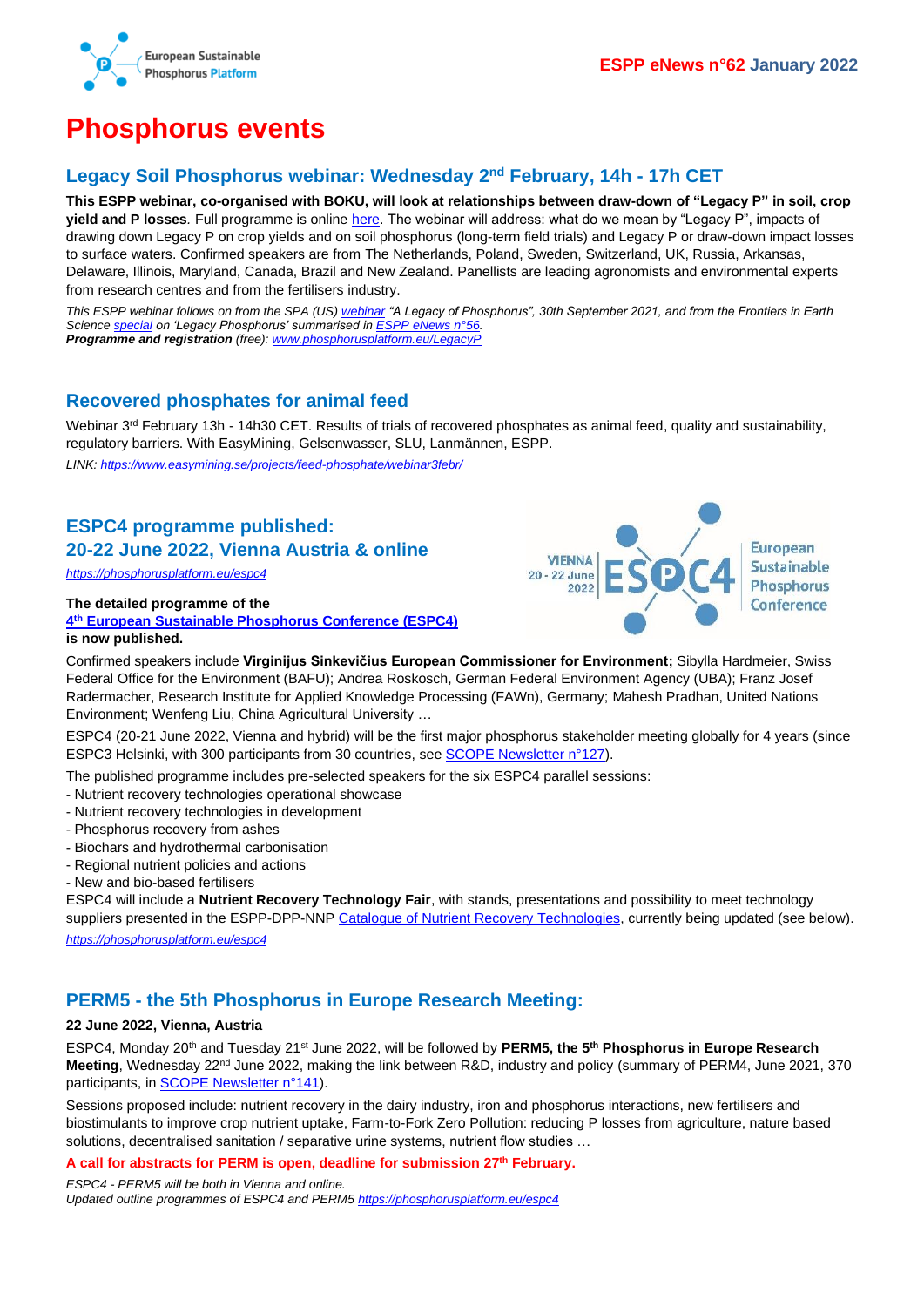# Phosphorus events

## Legacy Soil Phosphorus webinar: Wednesday 2nd February, 14h - 17h CET

**This ESPP webinar, co-organised with BOKU, will look at relationships between draw-down of "Legacy P" in soil, crop yield and P losses***.* Full programme is online here. The webinar will address: what do we mean by "Legacy P", impacts of drawing down Legacy P on crop yields and on soil phosphorus (long-term field trials) and Legacy P or draw-down impact losses to surface waters. Confirmed speakers are from The Netherlands, Poland, Sweden, Switzerland, UK, Russia, Arkansas, Delaware, Illinois, Maryland, Canada, Brazil and New Zealand. Panellists are leading agronomists and environmental experts from research centres and from the fertilisers industry.

*This ESPP webinar follows on from the SPA (US) webinar "A Legacy of Phosphorus", 30th September 2021, and from the Frontiers in Earth Science special on 'Legacy Phosphorus' summarised in ESPP eNews n°56.*
***Programme and registration** (free): www.phosphorusplatform.eu/LegacyP*

## Recovered phosphates for animal feed

Webinar 3rd February 13h - 14h30 CET. Results of trials of recovered phosphates as animal feed, quality and sustainability, regulatory barriers. With EasyMining, Gelsenwasser, SLU, Lanmännen, ESPP.

*LINK: https://www.easymining.se/projects/feed-phosphate/webinar3febr/*

## ESPC4 programme published: 20-22 June 2022, Vienna Austria & online

*https://phosphorusplatform.eu/espc4*

**The detailed programme of the 4th European Sustainable Phosphorus Conference (ESPC4) is now published.**

Confirmed speakers include **Virginijus Sinkevičius European Commissioner for Environment;** Sibylla Hardmeier, Swiss Federal Office for the Environment (BAFU); Andrea Roskosch, German Federal Environment Agency (UBA); Franz Josef Radermacher, Research Institute for Applied Knowledge Processing (FAWn), Germany; Mahesh Pradhan, United Nations Environment; Wenfeng Liu, China Agricultural University …

ESPC4 (20-21 June 2022, Vienna and hybrid) will be the first major phosphorus stakeholder meeting globally for 4 years (since ESPC3 Helsinki, with 300 participants from 30 countries, see SCOPE Newsletter n°127).

The published programme includes pre-selected speakers for the six ESPC4 parallel sessions:

- Nutrient recovery technologies operational showcase
- Nutrient recovery technologies in development
- Phosphorus recovery from ashes
- Biochars and hydrothermal carbonisation
- Regional nutrient policies and actions
- New and bio-based fertilisers

ESPC4 will include a **Nutrient Recovery Technology Fair**, with stands, presentations and possibility to meet technology suppliers presented in the ESPP-DPP-NNP Catalogue of Nutrient Recovery Technologies, currently being updated (see below).

*https://phosphorusplatform.eu/espc4*

## PERM5 - the 5th Phosphorus in Europe Research Meeting:

**22 June 2022, Vienna, Austria**

ESPC4, Monday 20th and Tuesday 21st June 2022, will be followed by **PERM5, the 5th Phosphorus in Europe Research Meeting**, Wednesday 22nd June 2022, making the link between R&D, industry and policy (summary of PERM4, June 2021, 370 participants, in SCOPE Newsletter n°141).

Sessions proposed include: nutrient recovery in the dairy industry, iron and phosphorus interactions, new fertilisers and biostimulants to improve crop nutrient uptake, Farm-to-Fork Zero Pollution: reducing P losses from agriculture, nature based solutions, decentralised sanitation / separative urine systems, nutrient flow studies …

**A call for abstracts for PERM is open, deadline for submission 27th February.**

*ESPC4 - PERM5 will be both in Vienna and online.*
*Updated outline programmes of ESPC4 and PERM5 https://phosphorusplatform.eu/espc4*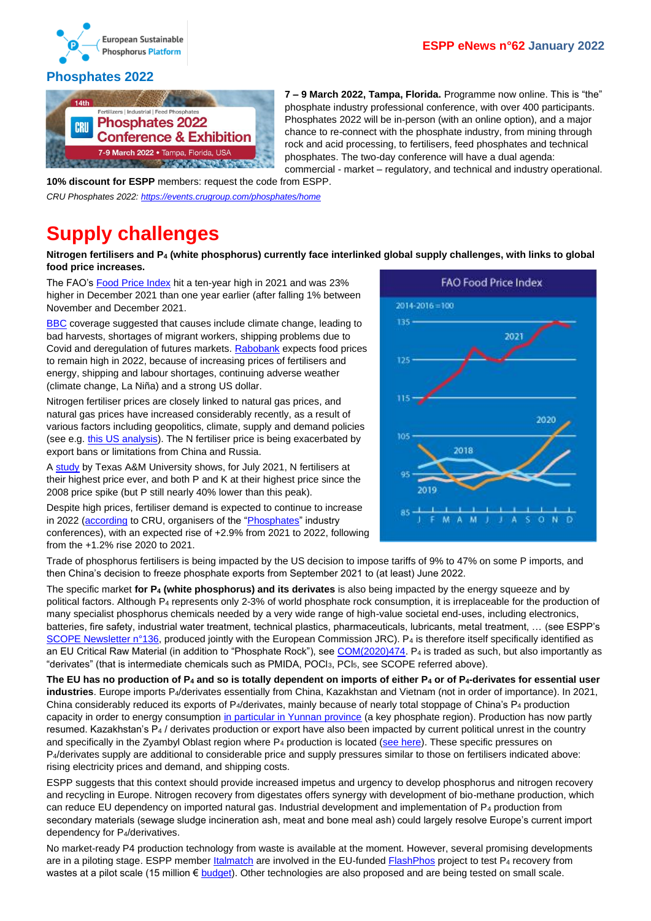## Phosphates 2022

**7 – 9 March 2022, Tampa, Florida.** Programme now online. This is "the" phosphate industry professional conference, with over 400 participants. Phosphates 2022 will be in-person (with an online option), and a major chance to re-connect with the phosphate industry, from mining through rock and acid processing, to fertilisers, feed phosphates and technical phosphates. The two-day conference will have a dual agenda: commercial - market – regulatory, and technical and industry operational.

**10% discount for ESPP** members: request the code from ESPP.

*CRU Phosphates 2022: https://events.crugroup.com/phosphates/home*

# Supply challenges

**Nitrogen fertilisers and $P_4$ (white phosphorus) currently face interlinked global supply challenges, with links to global food price increases.**

The FAO's Food Price Index hit a ten-year high in 2021 and was 23% higher in December 2021 than one year earlier (after falling 1% between November and December 2021.

BBC coverage suggested that causes include climate change, leading to bad harvests, shortages of migrant workers, shipping problems due to Covid and deregulation of futures markets. Rabobank expects food prices to remain high in 2022, because of increasing prices of fertilisers and energy, shipping and labour shortages, continuing adverse weather (climate change, La Niña) and a strong US dollar.

Nitrogen fertiliser prices are closely linked to natural gas prices, and natural gas prices have increased considerably recently, as a result of various factors including geopolitics, climate, supply and demand policies (see e.g. this US analysis). The N fertiliser price is being exacerbated by export bans or limitations from China and Russia.

A study by Texas A&M University shows, for July 2021, N fertilisers at their highest price ever, and both P and K at their highest price since the 2008 price spike (but P still nearly 40% lower than this peak).

Despite high prices, fertiliser demand is expected to continue to increase in 2022 (according to CRU, organisers of the "Phosphates" industry conferences), with an expected rise of +2.9% from 2021 to 2022, following from the +1.2% rise 2020 to 2021.

Trade of phosphorus fertilisers is being impacted by the US decision to impose tariffs of 9% to 47% on some P imports, and then China's decision to freeze phosphate exports from September 2021 to (at least) June 2022.

The specific market **for $P_4$ (white phosphorus) and its derivates** is also being impacted by the energy squeeze and by political factors. Although $P_4$ represents only 2-3% of world phosphate rock consumption, it is irreplaceable for the production of many specialist phosphorus chemicals needed by a very wide range of high-value societal end-uses, including electronics, batteries, fire safety, industrial water treatment, technical plastics, pharmaceuticals, lubricants, metal treatment, … (see ESPP's SCOPE Newsletter n°136, produced jointly with the European Commission JRC). $P_4$ is therefore itself specifically identified as an EU Critical Raw Material (in addition to "Phosphate Rock"), see COM(2020)474. $P_4$ is traded as such, but also importantly as "derivates" (that is intermediate chemicals such as PMIDA, $POCl_3$, $PCl_5$, see SCOPE referred above).

**The EU has no production of $P_4$ and so is totally dependent on imports of either $P_4$ or of $P_4$-derivates for essential user industries**. Europe imports $P_4$/derivates essentially from China, Kazakhstan and Vietnam (not in order of importance). In 2021, China considerably reduced its exports of $P_4$/derivates, mainly because of nearly total stoppage of China's $P_4$ production capacity in order to energy consumption in particular in Yunnan province (a key phosphate region). Production has now partly resumed. Kazakhstan's $P_4$ / derivates production or export have also been impacted by current political unrest in the country and specifically in the Zyambyl Oblast region where $P_4$ production is located (see here). These specific pressures on $P_4$/derivates supply are additional to considerable price and supply pressures similar to those on fertilisers indicated above: rising electricity prices and demand, and shipping costs.

ESPP suggests that this context should provide increased impetus and urgency to develop phosphorus and nitrogen recovery and recycling in Europe. Nitrogen recovery from digestates offers synergy with development of bio-methane production, which can reduce EU dependency on imported natural gas. Industrial development and implementation of $P_4$ production from secondary materials (sewage sludge incineration ash, meat and bone meal ash) could largely resolve Europe's current import dependency for $P_4$/derivatives.

No market-ready P4 production technology from waste is available at the moment. However, several promising developments are in a piloting stage. ESPP member Italmatch are involved in the EU-funded FlashPhos project to test $P_4$ recovery from wastes at a pilot scale (15 million € budget). Other technologies are also proposed and are being tested on small scale.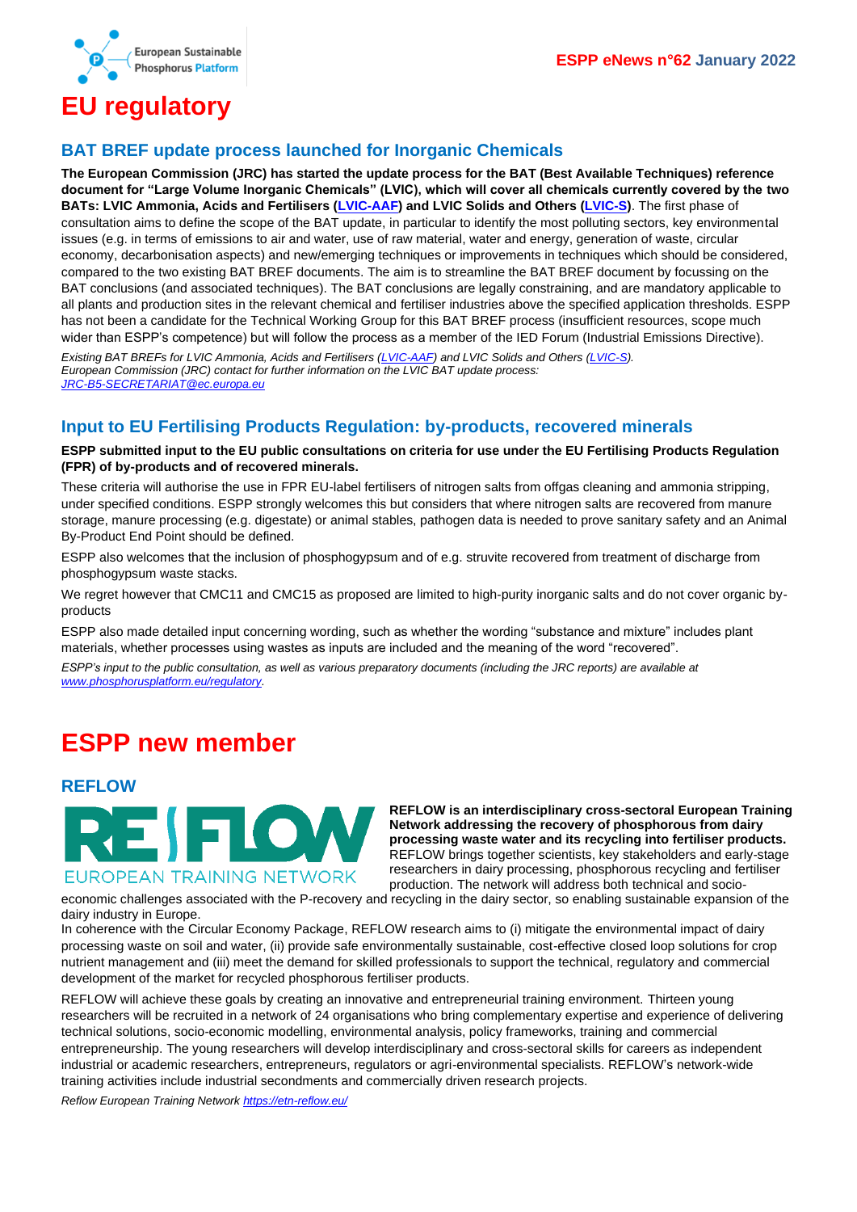# EU regulatory

## BAT BREF update process launched for Inorganic Chemicals

**The European Commission (JRC) has started the update process for the BAT (Best Available Techniques) reference document for "Large Volume Inorganic Chemicals" (LVIC), which will cover all chemicals currently covered by the two BATs: LVIC Ammonia, Acids and Fertilisers (LVIC-AAF) and LVIC Solids and Others (LVIC-S).** The first phase of consultation aims to define the scope of the BAT update, in particular to identify the most polluting sectors, key environmental issues (e.g. in terms of emissions to air and water, use of raw material, water and energy, generation of waste, circular economy, decarbonisation aspects) and new/emerging techniques or improvements in techniques which should be considered, compared to the two existing BAT BREF documents. The aim is to streamline the BAT BREF document by focussing on the BAT conclusions (and associated techniques). The BAT conclusions are legally constraining, and are mandatory applicable to all plants and production sites in the relevant chemical and fertiliser industries above the specified application thresholds. ESPP has not been a candidate for the Technical Working Group for this BAT BREF process (insufficient resources, scope much wider than ESPP's competence) but will follow the process as a member of the IED Forum (Industrial Emissions Directive).

*Existing BAT BREFs for LVIC Ammonia, Acids and Fertilisers (LVIC-AAF) and LVIC Solids and Others (LVIC-S).*
*European Commission (JRC) contact for further information on the LVIC BAT update process: JRC-B5-SECRETARIAT@ec.europa.eu*

## Input to EU Fertilising Products Regulation: by-products, recovered minerals

**ESPP submitted input to the EU public consultations on criteria for use under the EU Fertilising Products Regulation (FPR) of by-products and of recovered minerals.**

These criteria will authorise the use in FPR EU-label fertilisers of nitrogen salts from offgas cleaning and ammonia stripping, under specified conditions. ESPP strongly welcomes this but considers that where nitrogen salts are recovered from manure storage, manure processing (e.g. digestate) or animal stables, pathogen data is needed to prove sanitary safety and an Animal By-Product End Point should be defined.

ESPP also welcomes that the inclusion of phosphogypsum and of e.g. struvite recovered from treatment of discharge from phosphogypsum waste stacks.

We regret however that CMC11 and CMC15 as proposed are limited to high-purity inorganic salts and do not cover organic by-products

ESPP also made detailed input concerning wording, such as whether the wording "substance and mixture" includes plant materials, whether processes using wastes as inputs are included and the meaning of the word "recovered".

*ESPP's input to the public consultation, as well as various preparatory documents (including the JRC reports) are available at www.phosphorusplatform.eu/regulatory.*

# ESPP new member

## REFLOW

**REFLOW is an interdisciplinary cross-sectoral European Training Network addressing the recovery of phosphorous from dairy processing waste water and its recycling into fertiliser products.** REFLOW brings together scientists, key stakeholders and early-stage researchers in dairy processing, phosphorous recycling and fertiliser production. The network will address both technical and socio-economic challenges associated with the P-recovery and recycling in the dairy sector, so enabling sustainable expansion of the dairy industry in Europe.

In coherence with the Circular Economy Package, REFLOW research aims to (i) mitigate the environmental impact of dairy processing waste on soil and water, (ii) provide safe environmentally sustainable, cost-effective closed loop solutions for crop nutrient management and (iii) meet the demand for skilled professionals to support the technical, regulatory and commercial development of the market for recycled phosphorous fertiliser products.

REFLOW will achieve these goals by creating an innovative and entrepreneurial training environment. Thirteen young researchers will be recruited in a network of 24 organisations who bring complementary expertise and experience of delivering technical solutions, socio-economic modelling, environmental analysis, policy frameworks, training and commercial entrepreneurship. The young researchers will develop interdisciplinary and cross-sectoral skills for careers as independent industrial or academic researchers, entrepreneurs, regulators or agri-environmental specialists. REFLOW's network-wide training activities include industrial secondments and commercially driven research projects.

*Reflow European Training Network https://etn-reflow.eu/*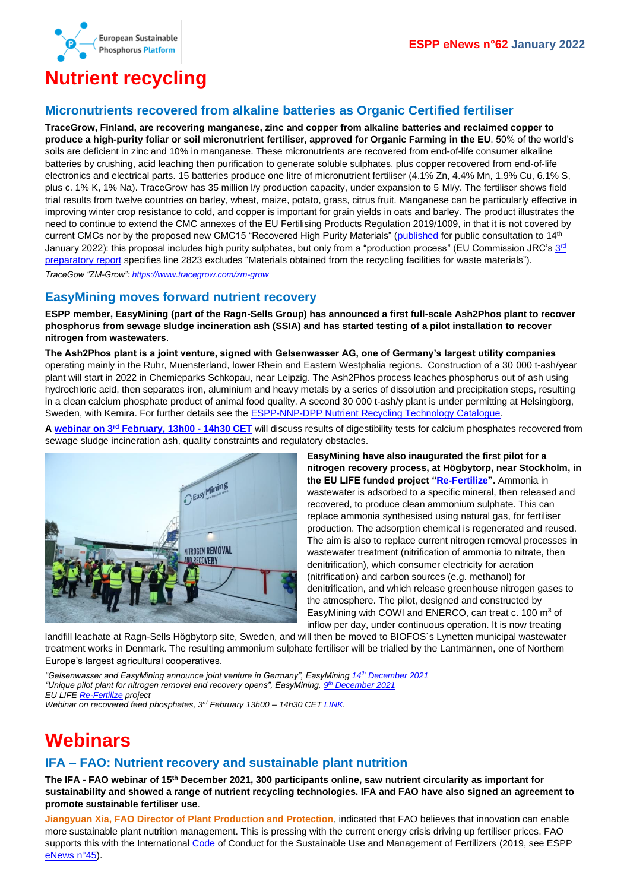# Nutrient recycling

## Micronutrients recovered from alkaline batteries as Organic Certified fertiliser

**TraceGrow, Finland, are recovering manganese, zinc and copper from alkaline batteries and reclaimed copper to produce a high-purity foliar or soil micronutrient fertiliser, approved for Organic Farming in the EU**. 50% of the world's soils are deficient in zinc and 10% in manganese. These micronutrients are recovered from end-of-life consumer alkaline batteries by crushing, acid leaching then purification to generate soluble sulphates, plus copper recovered from end-of-life electronics and electrical parts. 15 batteries produce one litre of micronutrient fertiliser (4.1% Zn, 4.4% Mn, 1.9% Cu, 6.1% S, plus c. 1% K, 1% Na). TraceGrow has 35 million l/y production capacity, under expansion to 5 Ml/y. The fertiliser shows field trial results from twelve countries on barley, wheat, maize, potato, grass, citrus fruit. Manganese can be particularly effective in improving winter crop resistance to cold, and copper is important for grain yields in oats and barley. The product illustrates the need to continue to extend the CMC annexes of the EU Fertilising Products Regulation 2019/1009, in that it is not covered by current CMCs nor by the proposed new CMC15 "Recovered High Purity Materials" (published for public consultation to 14th January 2022): this proposal includes high purity sulphates, but only from a "production process" (EU Commission JRC's 3rd preparatory report specifies line 2823 excludes "Materials obtained from the recycling facilities for waste materials").

*TraceGow "ZM-Grow": https://www.tracegrow.com/zm-grow*

## EasyMining moves forward nutrient recovery

**ESPP member, EasyMining (part of the Ragn-Sells Group) has announced a first full-scale Ash2Phos plant to recover phosphorus from sewage sludge incineration ash (SSIA) and has started testing of a pilot installation to recover nitrogen from wastewaters**.

**The Ash2Phos plant is a joint venture, signed with Gelsenwasser AG, one of Germany's largest utility companies** operating mainly in the Ruhr, Muensterland, lower Rhein and Eastern Westphalia regions. Construction of a 30 000 t-ash/year plant will start in 2022 in Chemieparks Schkopau, near Leipzig. The Ash2Phos process leaches phosphorus out of ash using hydrochloric acid, then separates iron, aluminium and heavy metals by a series of dissolution and precipitation steps, resulting in a clean calcium phosphate product of animal food quality. A second 30 000 t-ash/y plant is under permitting at Helsingborg, Sweden, with Kemira. For further details see the ESPP-NNP-DPP Nutrient Recycling Technology Catalogue.

**A webinar on 3rd February, 13h00 - 14h30 CET** will discuss results of digestibility tests for calcium phosphates recovered from sewage sludge incineration ash, quality constraints and regulatory obstacles.

**EasyMining have also inaugurated the first pilot for a nitrogen recovery process, at Högbytorp, near Stockholm, in the EU LIFE funded project "Re-Fertilize".** Ammonia in wastewater is adsorbed to a specific mineral, then released and recovered, to produce clean ammonium sulphate. This can replace ammonia synthesised using natural gas, for fertiliser production. The adsorption chemical is regenerated and reused. The aim is also to replace current nitrogen removal processes in wastewater treatment (nitrification of ammonia to nitrate, then denitrification), which consumer electricity for aeration (nitrification) and carbon sources (e.g. methanol) for denitrification, and which release greenhouse nitrogen gases to the atmosphere. The pilot, designed and constructed by EasyMining with COWI and ENERCO, can treat c. 100 m$^3$ of inflow per day, under continuous operation. It is now treating landfill leachate at Ragn-Sells Högbytorp site, Sweden, and will then be moved to BIOFOS´s Lynetten municipal wastewater treatment works in Denmark. The resulting ammonium sulphate fertiliser will be trialled by the Lantmännen, one of Northern Europe's largest agricultural cooperatives.

*"Gelsenwasser and EasyMining announce joint venture in Germany", EasyMining 14th December 2021*
*"Unique pilot plant for nitrogen removal and recovery opens", EasyMining, 9th December 2021*
*EU LIFE Re-Fertilize project*
*Webinar on recovered feed phosphates, 3rd February 13h00 – 14h30 CET LINK.*

# Webinars

## IFA – FAO: Nutrient recovery and sustainable plant nutrition

**The IFA - FAO webinar of 15th December 2021, 300 participants online, saw nutrient circularity as important for sustainability and showed a range of nutrient recycling technologies. IFA and FAO have also signed an agreement to promote sustainable fertiliser use**.

Jiangyuan Xia, FAO Director of Plant Production and Protection, indicated that FAO believes that innovation can enable more sustainable plant nutrition management. This is pressing with the current energy crisis driving up fertiliser prices. FAO supports this with the International Code of Conduct for the Sustainable Use and Management of Fertilizers (2019, see ESPP eNews n°45).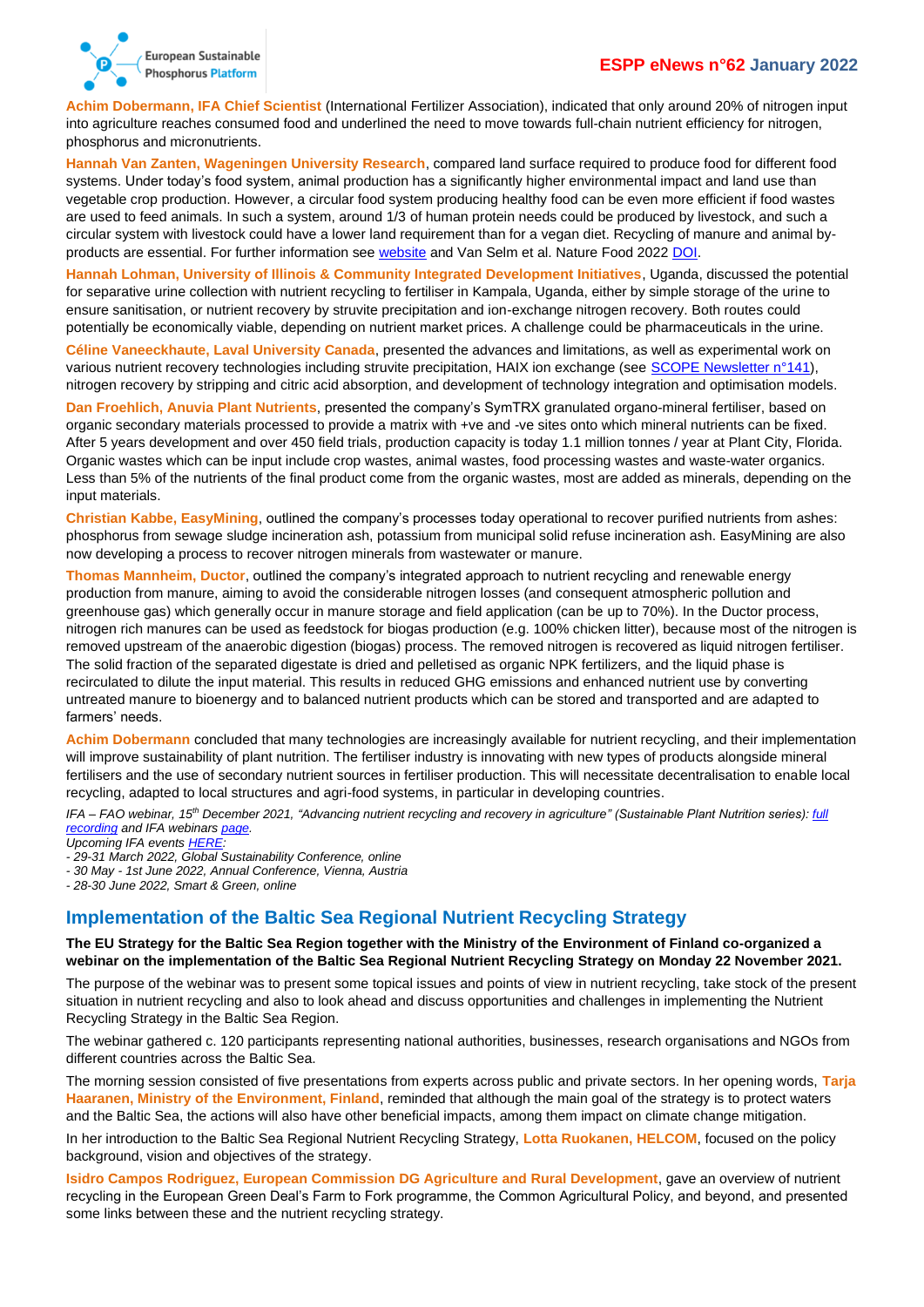**Achim Dobermann, IFA Chief Scientist** (International Fertilizer Association), indicated that only around 20% of nitrogen input into agriculture reaches consumed food and underlined the need to move towards full-chain nutrient efficiency for nitrogen, phosphorus and micronutrients.

**Hannah Van Zanten, Wageningen University Research**, compared land surface required to produce food for different food systems. Under today's food system, animal production has a significantly higher environmental impact and land use than vegetable crop production. However, a circular food system producing healthy food can be even more efficient if food wastes are used to feed animals. In such a system, around 1/3 of human protein needs could be produced by livestock, and such a circular system with livestock could have a lower land requirement than for a vegan diet. Recycling of manure and animal by-products are essential. For further information see website and Van Selm et al. Nature Food 2022 DOI.

**Hannah Lohman, University of Illinois & Community Integrated Development Initiatives**, Uganda, discussed the potential for separative urine collection with nutrient recycling to fertiliser in Kampala, Uganda, either by simple storage of the urine to ensure sanitisation, or nutrient recovery by struvite precipitation and ion-exchange nitrogen recovery. Both routes could potentially be economically viable, depending on nutrient market prices. A challenge could be pharmaceuticals in the urine.

**Céline Vaneeckhaute, Laval University Canada**, presented the advances and limitations, as well as experimental work on various nutrient recovery technologies including struvite precipitation, HAIX ion exchange (see SCOPE Newsletter n°141), nitrogen recovery by stripping and citric acid absorption, and development of technology integration and optimisation models.

**Dan Froehlich, Anuvia Plant Nutrients**, presented the company's SymTRX granulated organo-mineral fertiliser, based on organic secondary materials processed to provide a matrix with +ve and -ve sites onto which mineral nutrients can be fixed. After 5 years development and over 450 field trials, production capacity is today 1.1 million tonnes / year at Plant City, Florida. Organic wastes which can be input include crop wastes, animal wastes, food processing wastes and waste-water organics. Less than 5% of the nutrients of the final product come from the organic wastes, most are added as minerals, depending on the input materials.

**Christian Kabbe, EasyMining**, outlined the company's processes today operational to recover purified nutrients from ashes: phosphorus from sewage sludge incineration ash, potassium from municipal solid refuse incineration ash. EasyMining are also now developing a process to recover nitrogen minerals from wastewater or manure.

**Thomas Mannheim, Ductor**, outlined the company's integrated approach to nutrient recycling and renewable energy production from manure, aiming to avoid the considerable nitrogen losses (and consequent atmospheric pollution and greenhouse gas) which generally occur in manure storage and field application (can be up to 70%). In the Ductor process, nitrogen rich manures can be used as feedstock for biogas production (e.g. 100% chicken litter), because most of the nitrogen is removed upstream of the anaerobic digestion (biogas) process. The removed nitrogen is recovered as liquid nitrogen fertiliser. The solid fraction of the separated digestate is dried and pelletised as organic NPK fertilizers, and the liquid phase is recirculated to dilute the input material. This results in reduced GHG emissions and enhanced nutrient use by converting untreated manure to bioenergy and to balanced nutrient products which can be stored and transported and are adapted to farmers' needs.

**Achim Dobermann** concluded that many technologies are increasingly available for nutrient recycling, and their implementation will improve sustainability of plant nutrition. The fertiliser industry is innovating with new types of products alongside mineral fertilisers and the use of secondary nutrient sources in fertiliser production. This will necessitate decentralisation to enable local recycling, adapted to local structures and agri-food systems, in particular in developing countries.

*IFA – FAO webinar, 15th December 2021, "Advancing nutrient recycling and recovery in agriculture" (Sustainable Plant Nutrition series): full recording and IFA webinars page.*
*Upcoming IFA events HERE:*
*- 29-31 March 2022, Global Sustainability Conference, online*
*- 30 May - 1st June 2022, Annual Conference, Vienna, Austria*
*- 28-30 June 2022, Smart & Green, online*

## Implementation of the Baltic Sea Regional Nutrient Recycling Strategy

**The EU Strategy for the Baltic Sea Region together with the Ministry of the Environment of Finland co-organized a webinar on the implementation of the Baltic Sea Regional Nutrient Recycling Strategy on Monday 22 November 2021.**

The purpose of the webinar was to present some topical issues and points of view in nutrient recycling, take stock of the present situation in nutrient recycling and also to look ahead and discuss opportunities and challenges in implementing the Nutrient Recycling Strategy in the Baltic Sea Region.

The webinar gathered c. 120 participants representing national authorities, businesses, research organisations and NGOs from different countries across the Baltic Sea.

The morning session consisted of five presentations from experts across public and private sectors. In her opening words, **Tarja Haaranen, Ministry of the Environment, Finland**, reminded that although the main goal of the strategy is to protect waters and the Baltic Sea, the actions will also have other beneficial impacts, among them impact on climate change mitigation.

In her introduction to the Baltic Sea Regional Nutrient Recycling Strategy, **Lotta Ruokanen, HELCOM**, focused on the policy background, vision and objectives of the strategy.

**Isidro Campos Rodriguez, European Commission DG Agriculture and Rural Development**, gave an overview of nutrient recycling in the European Green Deal's Farm to Fork programme, the Common Agricultural Policy, and beyond, and presented some links between these and the nutrient recycling strategy.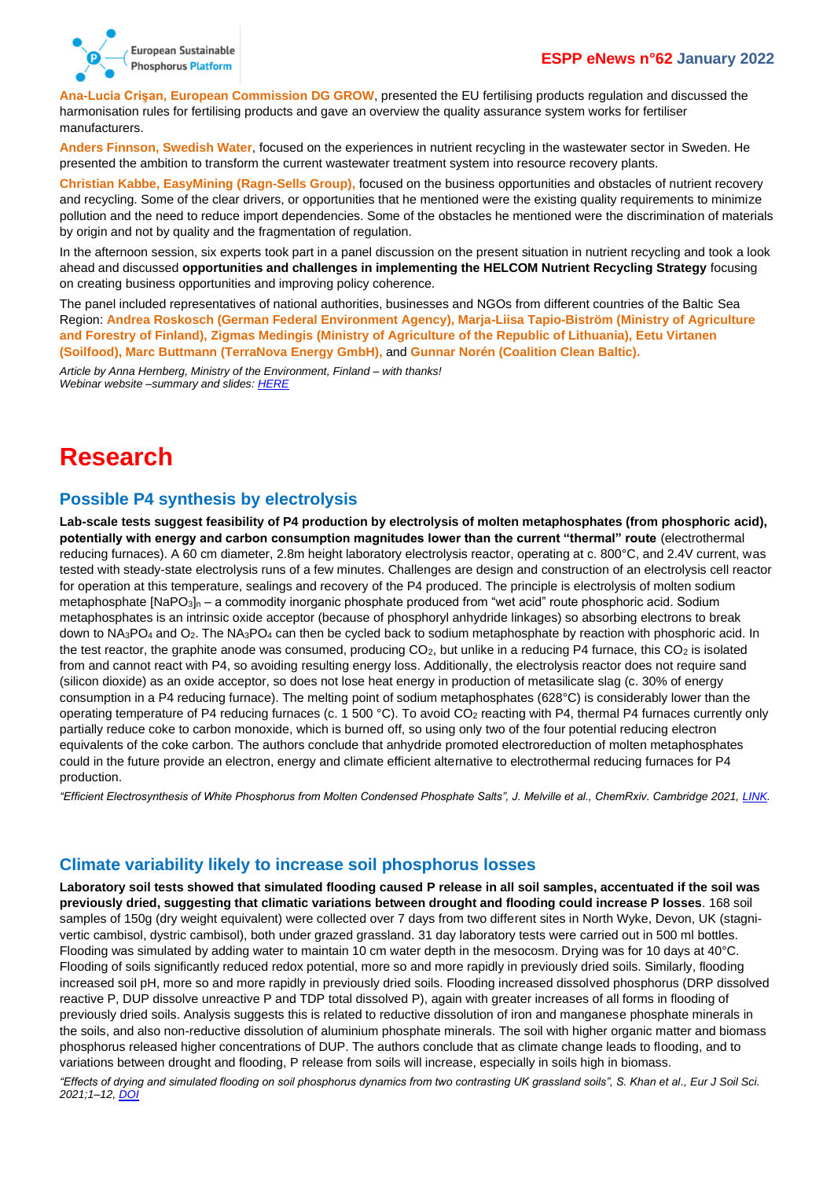**Ana-Lucia Crişan, European Commission DG GROW**, presented the EU fertilising products regulation and discussed the harmonisation rules for fertilising products and gave an overview the quality assurance system works for fertiliser manufacturers.

**Anders Finnson, Swedish Water**, focused on the experiences in nutrient recycling in the wastewater sector in Sweden. He presented the ambition to transform the current wastewater treatment system into resource recovery plants.

**Christian Kabbe, EasyMining (Ragn-Sells Group),** focused on the business opportunities and obstacles of nutrient recovery and recycling. Some of the clear drivers, or opportunities that he mentioned were the existing quality requirements to minimize pollution and the need to reduce import dependencies. Some of the obstacles he mentioned were the discrimination of materials by origin and not by quality and the fragmentation of regulation.

In the afternoon session, six experts took part in a panel discussion on the present situation in nutrient recycling and took a look ahead and discussed **opportunities and challenges in implementing the HELCOM Nutrient Recycling Strategy** focusing on creating business opportunities and improving policy coherence.

The panel included representatives of national authorities, businesses and NGOs from different countries of the Baltic Sea Region: **Andrea Roskosch (German Federal Environment Agency), Marja-Liisa Tapio-Biström (Ministry of Agriculture and Forestry of Finland), Zigmas Medingis (Ministry of Agriculture of the Republic of Lithuania), Eetu Virtanen (Soilfood), Marc Buttmann (TerraNova Energy GmbH),** and **Gunnar Norén (Coalition Clean Baltic).**

*Article by Anna Hernberg, Ministry of the Environment, Finland – with thanks!*
*Webinar website –summary and slides: HERE*

# Research

## Possible P4 synthesis by electrolysis

**Lab-scale tests suggest feasibility of P4 production by electrolysis of molten metaphosphates (from phosphoric acid), potentially with energy and carbon consumption magnitudes lower than the current "thermal" route** (electrothermal reducing furnaces). A 60 cm diameter, 2.8m height laboratory electrolysis reactor, operating at c. 800°C, and 2.4V current, was tested with steady-state electrolysis runs of a few minutes. Challenges are design and construction of an electrolysis cell reactor for operation at this temperature, sealings and recovery of the P4 produced. The principle is electrolysis of molten sodium metaphosphate $[NaPO_3]_n$ – a commodity inorganic phosphate produced from "wet acid" route phosphoric acid. Sodium metaphosphates is an intrinsic oxide acceptor (because of phosphoryl anhydride linkages) so absorbing electrons to break down to $NA_3PO_4$ and $O_2$. The $NA_3PO_4$ can then be cycled back to sodium metaphosphate by reaction with phosphoric acid. In the test reactor, the graphite anode was consumed, producing $CO_2$, but unlike in a reducing P4 furnace, this $CO_2$ is isolated from and cannot react with P4, so avoiding resulting energy loss. Additionally, the electrolysis reactor does not require sand (silicon dioxide) as an oxide acceptor, so does not lose heat energy in production of metasilicate slag (c. 30% of energy consumption in a P4 reducing furnace). The melting point of sodium metaphosphates (628°C) is considerably lower than the operating temperature of P4 reducing furnaces (c. 1 500 °C). To avoid $CO_2$ reacting with P4, thermal P4 furnaces currently only partially reduce coke to carbon monoxide, which is burned off, so using only two of the four potential reducing electron equivalents of the coke carbon. The authors conclude that anhydride promoted electroreduction of molten metaphosphates could in the future provide an electron, energy and climate efficient alternative to electrothermal reducing furnaces for P4 production.

*"Efficient Electrosynthesis of White Phosphorus from Molten Condensed Phosphate Salts", J. Melville et al., ChemRxiv. Cambridge 2021, LINK.*

## Climate variability likely to increase soil phosphorus losses

**Laboratory soil tests showed that simulated flooding caused P release in all soil samples, accentuated if the soil was previously dried, suggesting that climatic variations between drought and flooding could increase P losses**. 168 soil samples of 150g (dry weight equivalent) were collected over 7 days from two different sites in North Wyke, Devon, UK (stagni-vertic cambisol, dystric cambisol), both under grazed grassland. 31 day laboratory tests were carried out in 500 ml bottles. Flooding was simulated by adding water to maintain 10 cm water depth in the mesocosm. Drying was for 10 days at 40°C. Flooding of soils significantly reduced redox potential, more so and more rapidly in previously dried soils. Similarly, flooding increased soil pH, more so and more rapidly in previously dried soils. Flooding increased dissolved phosphorus (DRP dissolved reactive P, DUP dissolve unreactive P and TDP total dissolved P), again with greater increases of all forms in flooding of previously dried soils. Analysis suggests this is related to reductive dissolution of iron and manganese phosphate minerals in the soils, and also non-reductive dissolution of aluminium phosphate minerals. The soil with higher organic matter and biomass phosphorus released higher concentrations of DUP. The authors conclude that as climate change leads to flooding, and to variations between drought and flooding, P release from soils will increase, especially in soils high in biomass.

*"Effects of drying and simulated flooding on soil phosphorus dynamics from two contrasting UK grassland soils", S. Khan et al., Eur J Soil Sci. 2021;1–12, DOI*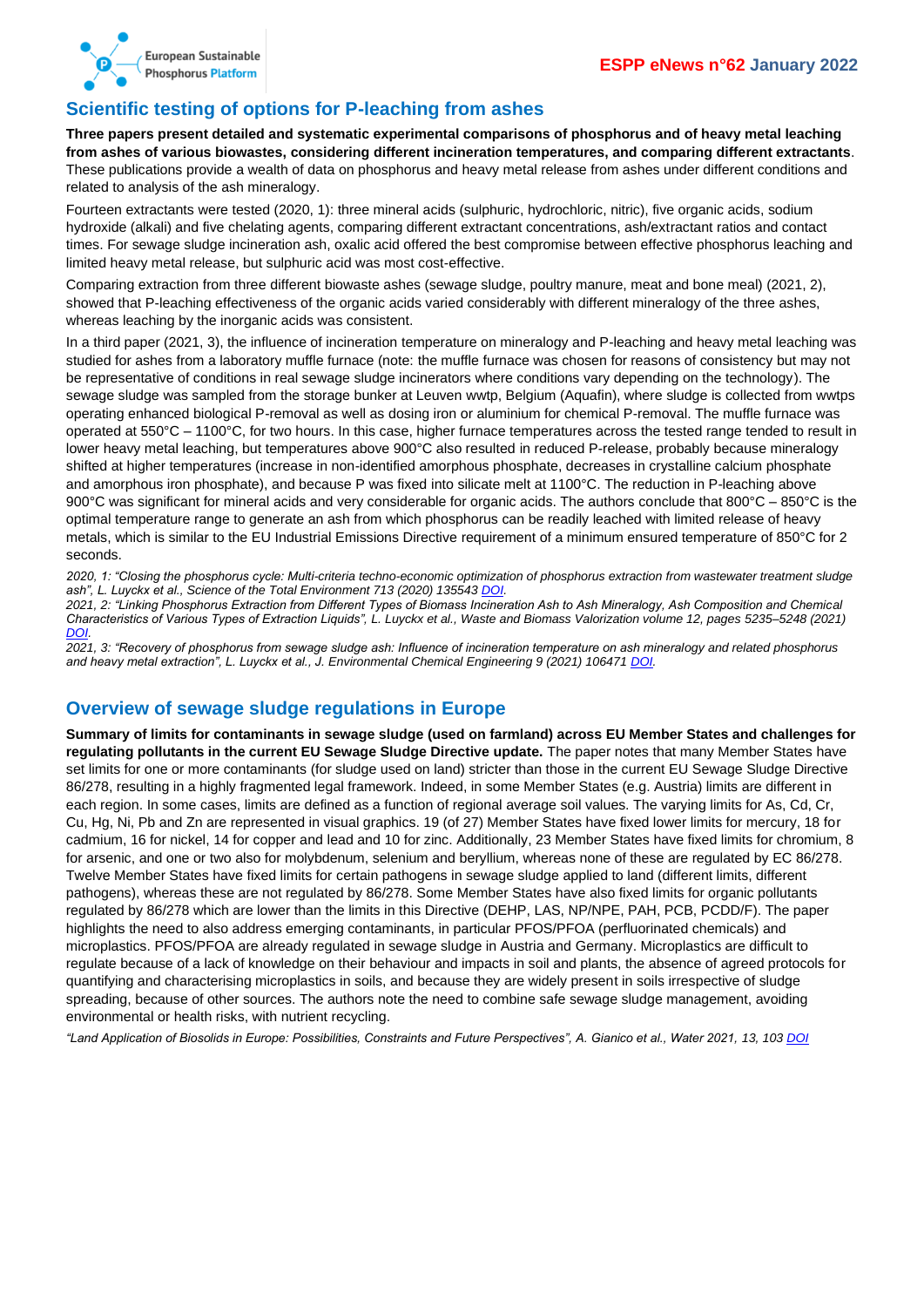## Scientific testing of options for P-leaching from ashes

**Three papers present detailed and systematic experimental comparisons of phosphorus and of heavy metal leaching from ashes of various biowastes, considering different incineration temperatures, and comparing different extractants**. These publications provide a wealth of data on phosphorus and heavy metal release from ashes under different conditions and related to analysis of the ash mineralogy.

Fourteen extractants were tested (2020, 1): three mineral acids (sulphuric, hydrochloric, nitric), five organic acids, sodium hydroxide (alkali) and five chelating agents, comparing different extractant concentrations, ash/extractant ratios and contact times. For sewage sludge incineration ash, oxalic acid offered the best compromise between effective phosphorus leaching and limited heavy metal release, but sulphuric acid was most cost-effective.

Comparing extraction from three different biowaste ashes (sewage sludge, poultry manure, meat and bone meal) (2021, 2), showed that P-leaching effectiveness of the organic acids varied considerably with different mineralogy of the three ashes, whereas leaching by the inorganic acids was consistent.

In a third paper (2021, 3), the influence of incineration temperature on mineralogy and P-leaching and heavy metal leaching was studied for ashes from a laboratory muffle furnace (note: the muffle furnace was chosen for reasons of consistency but may not be representative of conditions in real sewage sludge incinerators where conditions vary depending on the technology). The sewage sludge was sampled from the storage bunker at Leuven wwtp, Belgium (Aquafin), where sludge is collected from wwtps operating enhanced biological P-removal as well as dosing iron or aluminium for chemical P-removal. The muffle furnace was operated at 550°C – 1100°C, for two hours. In this case, higher furnace temperatures across the tested range tended to result in lower heavy metal leaching, but temperatures above 900°C also resulted in reduced P-release, probably because mineralogy shifted at higher temperatures (increase in non-identified amorphous phosphate, decreases in crystalline calcium phosphate and amorphous iron phosphate), and because P was fixed into silicate melt at 1100°C. The reduction in P-leaching above 900°C was significant for mineral acids and very considerable for organic acids. The authors conclude that 800°C – 850°C is the optimal temperature range to generate an ash from which phosphorus can be readily leached with limited release of heavy metals, which is similar to the EU Industrial Emissions Directive requirement of a minimum ensured temperature of 850°C for 2 seconds.

*2020, 1: "Closing the phosphorus cycle: Multi-criteria techno-economic optimization of phosphorus extraction from wastewater treatment sludge ash", L. Luyckx et al., Science of the Total Environment 713 (2020) 135543 DOI.*
*2021, 2: "Linking Phosphorus Extraction from Different Types of Biomass Incineration Ash to Ash Mineralogy, Ash Composition and Chemical Characteristics of Various Types of Extraction Liquids", L. Luyckx et al., Waste and Biomass Valorization volume 12, pages 5235–5248 (2021) DOI.*
*2021, 3: "Recovery of phosphorus from sewage sludge ash: Influence of incineration temperature on ash mineralogy and related phosphorus and heavy metal extraction", L. Luyckx et al., J. Environmental Chemical Engineering 9 (2021) 106471 DOI.*

## Overview of sewage sludge regulations in Europe

**Summary of limits for contaminants in sewage sludge (used on farmland) across EU Member States and challenges for regulating pollutants in the current EU Sewage Sludge Directive update.** The paper notes that many Member States have set limits for one or more contaminants (for sludge used on land) stricter than those in the current EU Sewage Sludge Directive 86/278, resulting in a highly fragmented legal framework. Indeed, in some Member States (e.g. Austria) limits are different in each region. In some cases, limits are defined as a function of regional average soil values. The varying limits for As, Cd, Cr, Cu, Hg, Ni, Pb and Zn are represented in visual graphics. 19 (of 27) Member States have fixed lower limits for mercury, 18 for cadmium, 16 for nickel, 14 for copper and lead and 10 for zinc. Additionally, 23 Member States have fixed limits for chromium, 8 for arsenic, and one or two also for molybdenum, selenium and beryllium, whereas none of these are regulated by EC 86/278. Twelve Member States have fixed limits for certain pathogens in sewage sludge applied to land (different limits, different pathogens), whereas these are not regulated by 86/278. Some Member States have also fixed limits for organic pollutants regulated by 86/278 which are lower than the limits in this Directive (DEHP, LAS, NP/NPE, PAH, PCB, PCDD/F). The paper highlights the need to also address emerging contaminants, in particular PFOS/PFOA (perfluorinated chemicals) and microplastics. PFOS/PFOA are already regulated in sewage sludge in Austria and Germany. Microplastics are difficult to regulate because of a lack of knowledge on their behaviour and impacts in soil and plants, the absence of agreed protocols for quantifying and characterising microplastics in soils, and because they are widely present in soils irrespective of sludge spreading, because of other sources. The authors note the need to combine safe sewage sludge management, avoiding environmental or health risks, with nutrient recycling.

*"Land Application of Biosolids in Europe: Possibilities, Constraints and Future Perspectives", A. Gianico et al., Water 2021, 13, 103 DOI*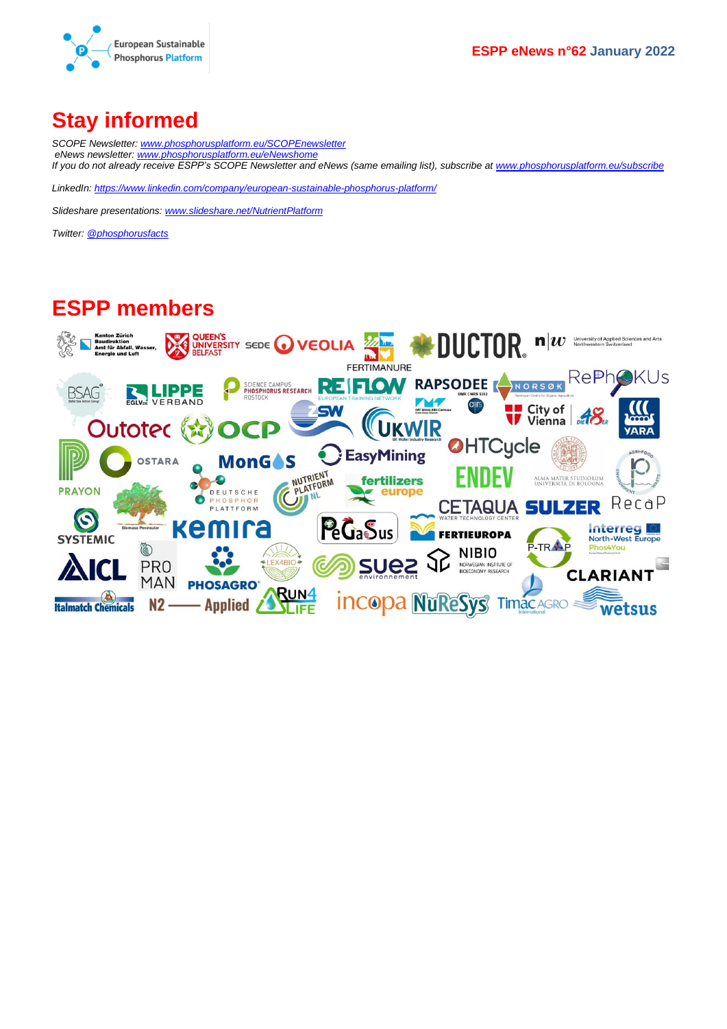## Stay informed

*SCOPE Newsletter: www.phosphorusplatform.eu/SCOPEnewsletter*
*eNews newsletter: www.phosphorusplatform.eu/eNewshome*
*If you do not already receive ESPP's SCOPE Newsletter and eNews (same emailing list), subscribe at www.phosphorusplatform.eu/subscribe*

*LinkedIn: https://www.linkedin.com/company/european-sustainable-phosphorus-platform/*

*Slideshare presentations: www.slideshare.net/NutrientPlatform*

*Twitter: @phosphorusfacts*

## ESPP members